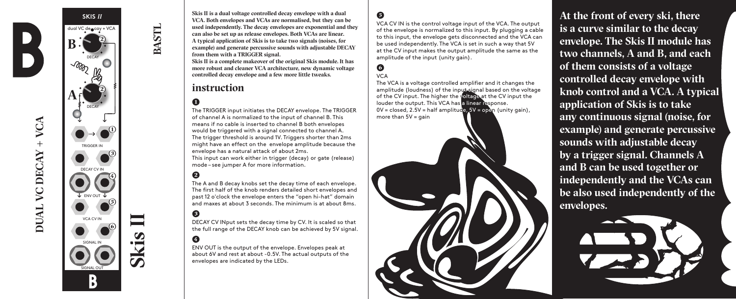# Skis II

## DUAL VC DECAY + VCA

BASTL

SKIS *II*

dual VC decay + VCA

B

DECAY

A

DECAY

TRIGGER IN

DECAY CV IN

ENV OUT

VCA CV IN

SIGNAL IN

SIGNAL OUT

**Skis II is a dual voltage controlled decay envelope with a dual VCA. Both envelopes and VCAs are normalised, but they can be used independently. The decay envelopes are exponential and they can also be set up as release envelopes. Both VCAs are linear. A typical application of Skis is to take two signals (noises, for example) and generate percussive sounds with adjustable DECAY from them with a TRIGGER signal.**

**Skis II is a complete makeover of the original Skis module. It has more robust and cleaner VCA architecture, new dynamic voltage controlled decay envelope and a few more little tweaks.**

## instruction

**1**

The TRIGGER input initiates the DECAY envelope. The TRIGGER of channel A is normalized to the input of channel B. This means if no cable is inserted to channel B both envelopes would be triggered with a signal connected to channel A. The trigger threshold is around 1V. Triggers shorter than 2ms might have an effect on the envelope amplitude because the envelope has a natural attack of about 2ms.

This input can work either in trigger (decay) or gate (release) mode – see jumper A for more information.

**2**

The A and B decay knobs set the decay time of each envelope. The first half of the knob renders detailed short envelopes and past 12 o'clock the envelope enters the "open hi-hat" domain and maxes at about 3 seconds. The minimum is at about 8ms.

**3**

DECAY CV INput sets the decay time by CV. It is scaled so that the full range of the DECAY knob can be achieved by 5V signal.

**4**

ENV OUT is the output of the envelope. Envelopes peak at about 6V and rest at about -0.5V. The actual outputs of the envelopes are indicated by the LEDs.

**5**

VCA CV IN is the control voltage input of the VCA. The output of the envelope is normalized to this input. By plugging a cable to this input, the envelope gets disconnected and the VCA can be used independently. The VCA is set in such a way that 5V at the CV input makes the output amplitude the same as the amplitude of the input (unity gain).

**6**

VCA

The VCA is a voltage controlled amplifier and it changes the amplitude (loudness) of the input signal based on the voltage of the CV input. The higher the voltage at the CV input the louder the output. This VCA has a linear response.

0V = closed, 2.5V = half amplitude, 5V = open (unity gain), more than 5V = gain

**At the front of every ski, there is a curve similar to the decay envelope. The Skis II module has two channels, A and B, and each of them consists of a voltage controlled decay envelope with knob control and a VCA. A typical application of Skis is to take any continuous signal (noise, for example) and generate percussive sounds with adjustable decay by a trigger signal. Channels A and B can be used together or independently and the VCAs can be also used independently of the envelopes.**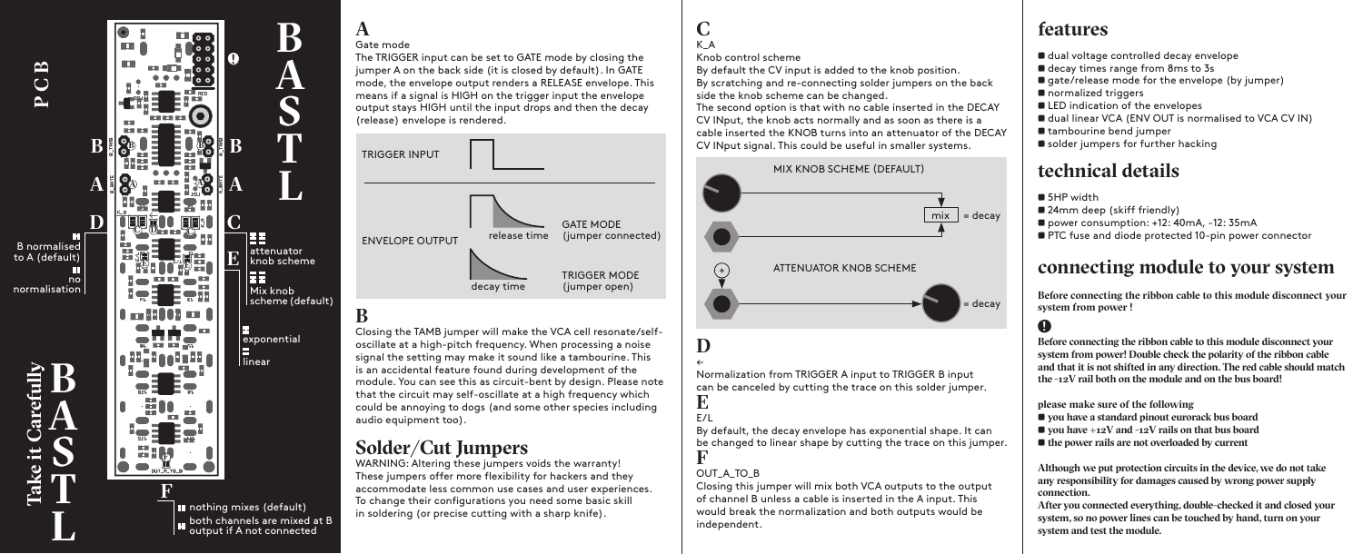PCB

BASTL

Take it Carefully

BASTL

B normalised to A (default)

no normalisation

attenuator knob scheme

Mix knob scheme (default)

exponential

linear

nothing mixes (default)

both channels are mixed at B output if A not connected

## A

Gate mode

The TRIGGER input can be set to GATE mode by closing the jumper A on the back side (it is closed by default). In GATE mode, the envelope output renders a RELEASE envelope. This means if a signal is HIGH on the trigger input the envelope output stays HIGH until the input drops and then the decay (release) envelope is rendered.

TRIGGER INPUT

ENVELOPE OUTPUT

release time

GATE MODE (jumper connected)

decay time

TRIGGER MODE (jumper open)

## B

Closing the TAMB jumper will make the VCA cell resonate/self-oscillate at a high-pitch frequency. When processing a noise signal the setting may make it sound like a tambourine. This is an accidental feature found during development of the module. You can see this as circuit-bent by design. Please note that the circuit may self-oscillate at a high frequency which could be annoying to dogs (and some other species including audio equipment too).

## Solder/Cut Jumpers

WARNING: Altering these jumpers voids the warranty! These jumpers offer more flexibility for hackers and they accommodate less common use cases and user experiences. To change their configurations you need some basic skill in soldering (or precise cutting with a sharp knife).

## C

K_A

Knob control scheme

By default the CV input is added to the knob position. By scratching and re-connecting solder jumpers on the back side the knob scheme can be changed.

The second option is that with no cable inserted in the DECAY CV INput, the knob acts normally and as soon as there is a cable inserted the KNOB turns into an attenuator of the DECAY CV INput signal. This could be useful in smaller systems.

MIX KNOB SCHEME (DEFAULT)

mix = decay

ATTENUATOR KNOB SCHEME

= decay

## D

←

Normalization from TRIGGER A input to TRIGGER B input can be canceled by cutting the trace on this solder jumper.

## E

E/L

By default, the decay envelope has exponential shape. It can be changed to linear shape by cutting the trace on this jumper.

## F

OUT_A_TO_B

Closing this jumper will mix both VCA outputs to the output of channel B unless a cable is inserted in the A input. This would break the normalization and both outputs would be independent.

## features

- dual voltage controlled decay envelope
- decay times range from 8ms to 3s
- gate/release mode for the envelope (by jumper)
- normalized triggers
- LED indication of the envelopes
- dual linear VCA (ENV OUT is normalised to VCA CV IN)
- tambourine bend jumper
- solder jumpers for further hacking

## technical details

- 5HP width
- 24mm deep (skiff friendly)
- power consumption: +12: 40mA, -12: 35mA
- PTC fuse and diode protected 10-pin power connector

## connecting module to your system

**Before connecting the ribbon cable to this module disconnect your system from power !**

**Before connecting the ribbon cable to this module disconnect your system from power! Double check the polarity of the ribbon cable and that it is not shifted in any direction. The red cable should match the -12V rail both on the module and on the bus board!**

**please make sure of the following**

- **you have a standard pinout eurorack bus board**
- **you have +12V and -12V rails on that bus board**
- **the power rails are not overloaded by current**

**Although we put protection circuits in the device, we do not take any responsibility for damages caused by wrong power supply connection.**

**After you connected everything, double-checked it and closed your system, so no power lines can be touched by hand, turn on your system and test the module.**